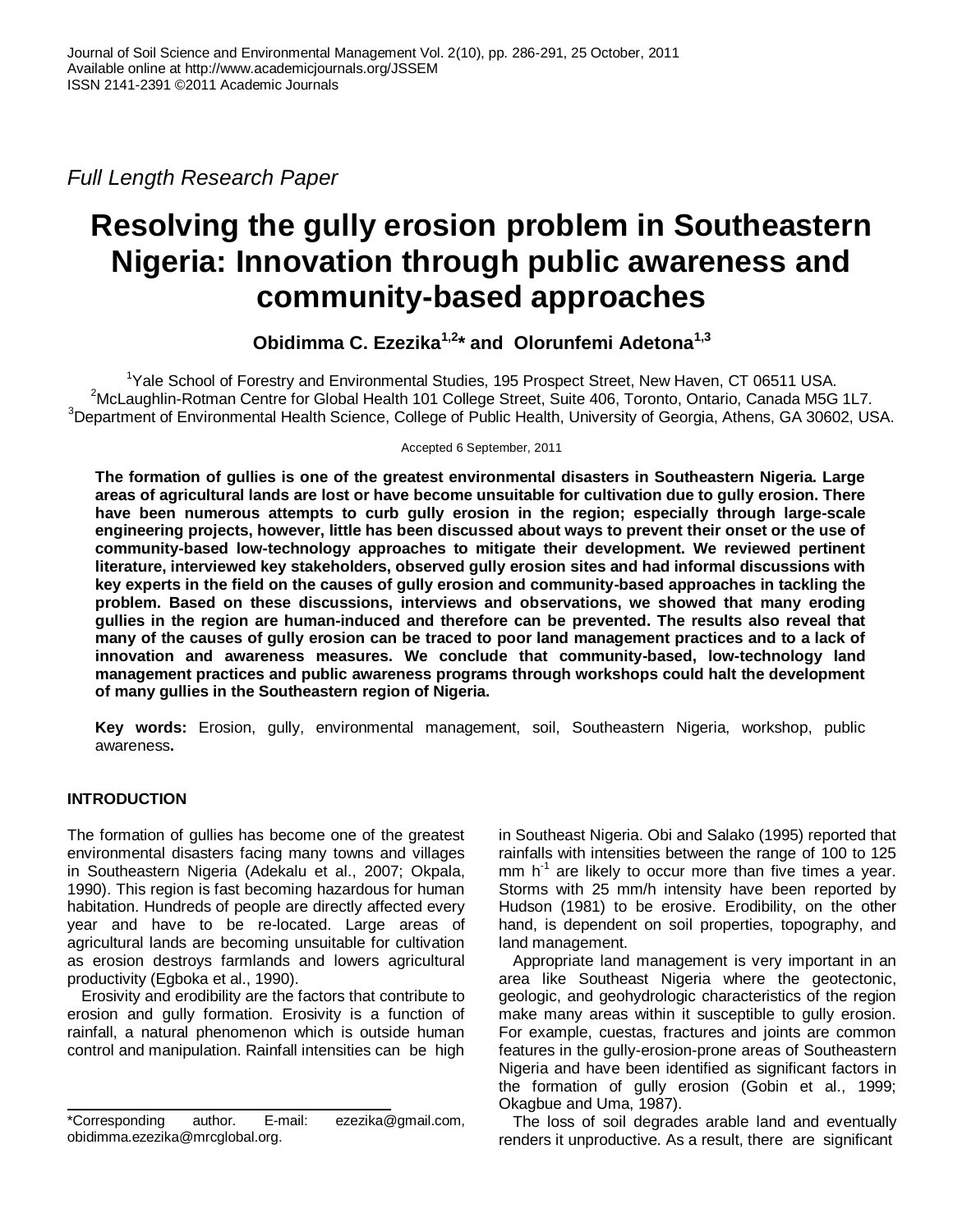*Full Length Research Paper*

# Resolving the gully erosion problem in Southeastern Nigeria: Innovation through public awareness and community-based approaches

**Obidimma C. Ezezika[1,2]* and Olorunfemi Adetona[1,3]**

[1]Yale School of Forestry and Environmental Studies, 195 Prospect Street, New Haven, CT 06511 USA.
[2]McLaughlin-Rotman Centre for Global Health 101 College Street, Suite 406, Toronto, Ontario, Canada M5G 1L7.
[3]Department of Environmental Health Science, College of Public Health, University of Georgia, Athens, GA 30602, USA.

Accepted 6 September, 2011

**The formation of gullies is one of the greatest environmental disasters in Southeastern Nigeria. Large areas of agricultural lands are lost or have become unsuitable for cultivation due to gully erosion. There have been numerous attempts to curb gully erosion in the region; especially through large-scale engineering projects, however, little has been discussed about ways to prevent their onset or the use of community-based low-technology approaches to mitigate their development. We reviewed pertinent literature, interviewed key stakeholders, observed gully erosion sites and had informal discussions with key experts in the field on the causes of gully erosion and community-based approaches in tackling the problem. Based on these discussions, interviews and observations, we showed that many eroding gullies in the region are human-induced and therefore can be prevented. The results also reveal that many of the causes of gully erosion can be traced to poor land management practices and to a lack of innovation and awareness measures. We conclude that community-based, low-technology land management practices and public awareness programs through workshops could halt the development of many gullies in the Southeastern region of Nigeria.**

**Key words:** Erosion, gully, environmental management, soil, Southeastern Nigeria, workshop, public awareness**.**

## INTRODUCTION

The formation of gullies has become one of the greatest environmental disasters facing many towns and villages in Southeastern Nigeria (Adekalu et al., 2007; Okpala, 1990). This region is fast becoming hazardous for human habitation. Hundreds of people are directly affected every year and have to be re-located. Large areas of agricultural lands are becoming unsuitable for cultivation as erosion destroys farmlands and lowers agricultural productivity (Egboka et al., 1990).

Erosivity and erodibility are the factors that contribute to erosion and gully formation. Erosivity is a function of rainfall, a natural phenomenon which is outside human control and manipulation. Rainfall intensities can be high in Southeast Nigeria. Obi and Salako (1995) reported that rainfalls with intensities between the range of 100 to 125 mm $h^{-1}$ are likely to occur more than five times a year. Storms with 25 mm/h intensity have been reported by Hudson (1981) to be erosive. Erodibility, on the other hand, is dependent on soil properties, topography, and land management.

Appropriate land management is very important in an area like Southeast Nigeria where the geotectonic, geologic, and geohydrologic characteristics of the region make many areas within it susceptible to gully erosion. For example, cuestas, fractures and joints are common features in the gully-erosion-prone areas of Southeastern Nigeria and have been identified as significant factors in the formation of gully erosion (Gobin et al., 1999; Okagbue and Uma, 1987).

The loss of soil degrades arable land and eventually renders it unproductive. As a result, there are significant

*Corresponding author. E-mail: ezezika@gmail.com, obidimma.ezezika@mrcglobal.org.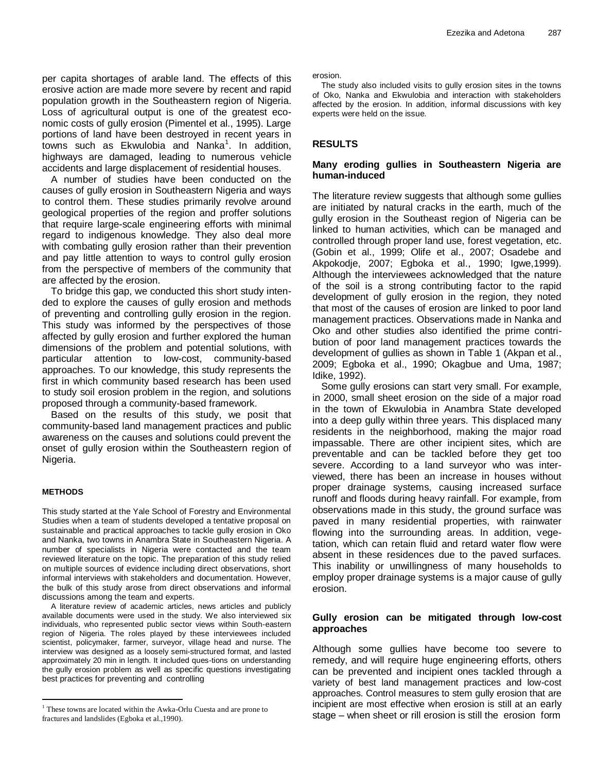per capita shortages of arable land. The effects of this erosive action are made more severe by recent and rapid population growth in the Southeastern region of Nigeria. Loss of agricultural output is one of the greatest economic costs of gully erosion (Pimentel et al., 1995). Large portions of land have been destroyed in recent years in towns such as Ekwulobia and Nanka[1]. In addition, highways are damaged, leading to numerous vehicle accidents and large displacement of residential houses.

A number of studies have been conducted on the causes of gully erosion in Southeastern Nigeria and ways to control them. These studies primarily revolve around geological properties of the region and proffer solutions that require large-scale engineering efforts with minimal regard to indigenous knowledge. They also deal more with combating gully erosion rather than their prevention and pay little attention to ways to control gully erosion from the perspective of members of the community that are affected by the erosion.

To bridge this gap, we conducted this short study intended to explore the causes of gully erosion and methods of preventing and controlling gully erosion in the region. This study was informed by the perspectives of those affected by gully erosion and further explored the human dimensions of the problem and potential solutions, with particular attention to low-cost, community-based approaches. To our knowledge, this study represents the first in which community based research has been used to study soil erosion problem in the region, and solutions proposed through a community-based framework.

Based on the results of this study, we posit that community-based land management practices and public awareness on the causes and solutions could prevent the onset of gully erosion within the Southeastern region of Nigeria.

## METHODS

This study started at the Yale School of Forestry and Environmental Studies when a team of students developed a tentative proposal on sustainable and practical approaches to tackle gully erosion in Oko and Nanka, two towns in Anambra State in Southeastern Nigeria. A number of specialists in Nigeria were contacted and the team reviewed literature on the topic. The preparation of this study relied on multiple sources of evidence including direct observations, short informal interviews with stakeholders and documentation. However, the bulk of this study arose from direct observations and informal discussions among the team and experts.

A literature review of academic articles, news articles and publicly available documents were used in the study. We also interviewed six individuals, who represented public sector views within South-eastern region of Nigeria. The roles played by these interviewees included scientist, policymaker, farmer, surveyor, village head and nurse. The interview was designed as a loosely semi-structured format, and lasted approximately 20 min in length. It included ques-tions on understanding the gully erosion problem as well as specific questions investigating best practices for preventing and controlling erosion.

The study also included visits to gully erosion sites in the towns of Oko, Nanka and Ekwulobia and interaction with stakeholders affected by the erosion. In addition, informal discussions with key experts were held on the issue.

## RESULTS

### Many eroding gullies in Southeastern Nigeria are human-induced

The literature review suggests that although some gullies are initiated by natural cracks in the earth, much of the gully erosion in the Southeast region of Nigeria can be linked to human activities, which can be managed and controlled through proper land use, forest vegetation, etc. (Gobin et al., 1999; Olife et al., 2007; Osadebe and Akpokodje, 2007; Egboka et al., 1990; Igwe,1999). Although the interviewees acknowledged that the nature of the soil is a strong contributing factor to the rapid development of gully erosion in the region, they noted that most of the causes of erosion are linked to poor land management practices. Observations made in Nanka and Oko and other studies also identified the prime contribution of poor land management practices towards the development of gullies as shown in Table 1 (Akpan et al., 2009; Egboka et al., 1990; Okagbue and Uma, 1987; Idike, 1992).

Some gully erosions can start very small. For example, in 2000, small sheet erosion on the side of a major road in the town of Ekwulobia in Anambra State developed into a deep gully within three years. This displaced many residents in the neighborhood, making the major road impassable. There are other incipient sites, which are preventable and can be tackled before they get too severe. According to a land surveyor who was interviewed, there has been an increase in houses without proper drainage systems, causing increased surface runoff and floods during heavy rainfall. For example, from observations made in this study, the ground surface was paved in many residential properties, with rainwater flowing into the surrounding areas. In addition, vegetation, which can retain fluid and retard water flow were absent in these residences due to the paved surfaces. This inability or unwillingness of many households to employ proper drainage systems is a major cause of gully erosion.

### Gully erosion can be mitigated through low-cost approaches

Although some gullies have become too severe to remedy, and will require huge engineering efforts, others can be prevented and incipient ones tackled through a variety of best land management practices and low-cost approaches. Control measures to stem gully erosion that are incipient are most effective when erosion is still at an early stage – when sheet or rill erosion is still the erosion form

[1] These towns are located within the Awka-Orlu Cuesta and are prone to fractures and landslides (Egboka et al.,1990).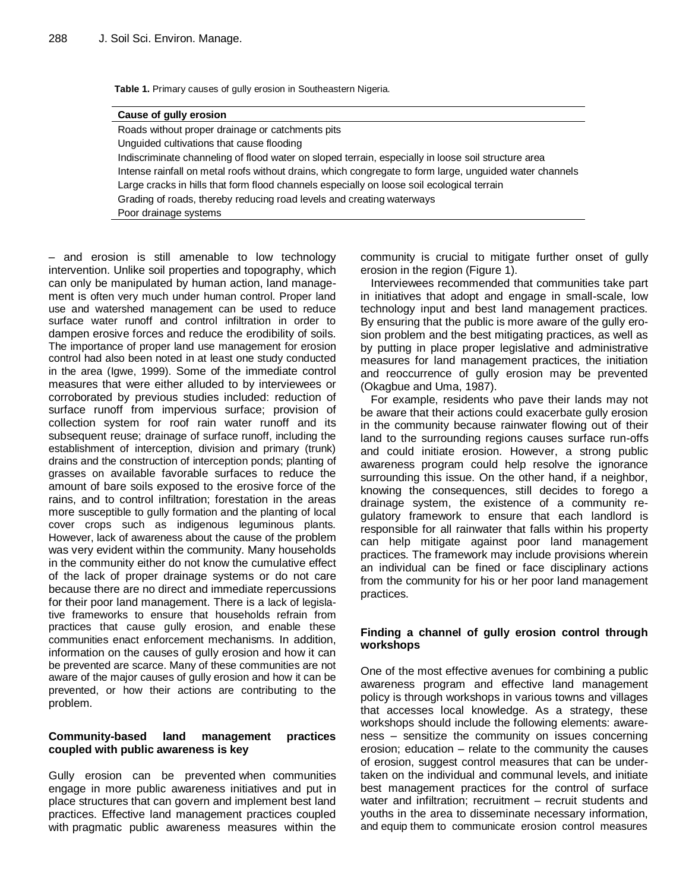**Table 1.** Primary causes of gully erosion in Southeastern Nigeria.

| Cause of gully erosion |
| --- |
| Roads without proper drainage or catchments pits |
| Unguided cultivations that cause flooding |
| Indiscriminate channeling of flood water on sloped terrain, especially in loose soil structure area |
| Intense rainfall on metal roofs without drains, which congregate to form large, unguided water channels |
| Large cracks in hills that form flood channels especially on loose soil ecological terrain |
| Grading of roads, thereby reducing road levels and creating waterways |
| Poor drainage systems |

– and erosion is still amenable to low technology intervention. Unlike soil properties and topography, which can only be manipulated by human action, land management is often very much under human control. Proper land use and watershed management can be used to reduce surface water runoff and control infiltration in order to dampen erosive forces and reduce the erodibility of soils. The importance of proper land use management for erosion control had also been noted in at least one study conducted in the area (Igwe, 1999). Some of the immediate control measures that were either alluded to by interviewees or corroborated by previous studies included: reduction of surface runoff from impervious surface; provision of collection system for roof rain water runoff and its subsequent reuse; drainage of surface runoff, including the establishment of interception, division and primary (trunk) drains and the construction of interception ponds; planting of grasses on available favorable surfaces to reduce the amount of bare soils exposed to the erosive force of the rains, and to control infiltration; forestation in the areas more susceptible to gully formation and the planting of local cover crops such as indigenous leguminous plants. However, lack of awareness about the cause of the problem was very evident within the community. Many households in the community either do not know the cumulative effect of the lack of proper drainage systems or do not care because there are no direct and immediate repercussions for their poor land management. There is a lack of legislative frameworks to ensure that households refrain from practices that cause gully erosion, and enable these communities enact enforcement mechanisms. In addition, information on the causes of gully erosion and how it can be prevented are scarce. Many of these communities are not aware of the major causes of gully erosion and how it can be prevented, or how their actions are contributing to the problem.

## Community-based land management practices coupled with public awareness is key

Gully erosion can be prevented when communities engage in more public awareness initiatives and put in place structures that can govern and implement best land practices. Effective land management practices coupled with pragmatic public awareness measures within the community is crucial to mitigate further onset of gully erosion in the region (Figure 1).

Interviewees recommended that communities take part in initiatives that adopt and engage in small-scale, low technology input and best land management practices. By ensuring that the public is more aware of the gully erosion problem and the best mitigating practices, as well as by putting in place proper legislative and administrative measures for land management practices, the initiation and reoccurrence of gully erosion may be prevented (Okagbue and Uma, 1987).

For example, residents who pave their lands may not be aware that their actions could exacerbate gully erosion in the community because rainwater flowing out of their land to the surrounding regions causes surface run-offs and could initiate erosion. However, a strong public awareness program could help resolve the ignorance surrounding this issue. On the other hand, if a neighbor, knowing the consequences, still decides to forego a drainage system, the existence of a community regulatory framework to ensure that each landlord is responsible for all rainwater that falls within his property can help mitigate against poor land management practices. The framework may include provisions wherein an individual can be fined or face disciplinary actions from the community for his or her poor land management practices.

## Finding a channel of gully erosion control through workshops

One of the most effective avenues for combining a public awareness program and effective land management policy is through workshops in various towns and villages that accesses local knowledge. As a strategy, these workshops should include the following elements: awareness – sensitize the community on issues concerning erosion; education – relate to the community the causes of erosion, suggest control measures that can be undertaken on the individual and communal levels, and initiate best management practices for the control of surface water and infiltration; recruitment – recruit students and youths in the area to disseminate necessary information, and equip them to communicate erosion control measures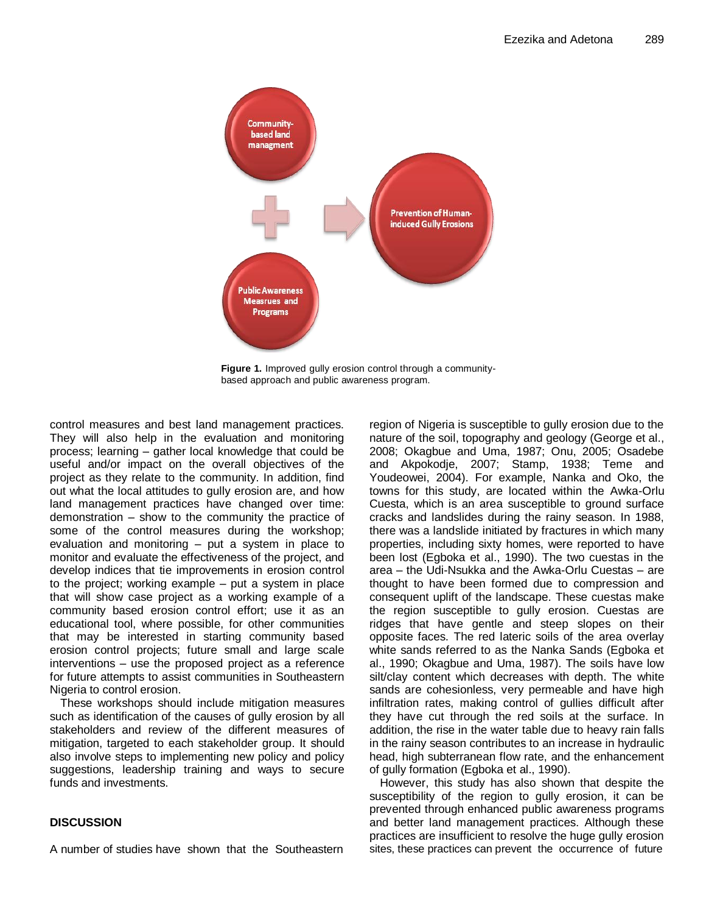Figure 1. Improved gully erosion control through a community-based approach and public awareness program.

control measures and best land management practices. They will also help in the evaluation and monitoring process; learning – gather local knowledge that could be useful and/or impact on the overall objectives of the project as they relate to the community. In addition, find out what the local attitudes to gully erosion are, and how land management practices have changed over time: demonstration – show to the community the practice of some of the control measures during the workshop; evaluation and monitoring – put a system in place to monitor and evaluate the effectiveness of the project, and develop indices that tie improvements in erosion control to the project; working example – put a system in place that will show case project as a working example of a community based erosion control effort; use it as an educational tool, where possible, for other communities that may be interested in starting community based erosion control projects; future small and large scale interventions – use the proposed project as a reference for future attempts to assist communities in Southeastern Nigeria to control erosion.

These workshops should include mitigation measures such as identification of the causes of gully erosion by all stakeholders and review of the different measures of mitigation, targeted to each stakeholder group. It should also involve steps to implementing new policy and policy suggestions, leadership training and ways to secure funds and investments.

## DISCUSSION

A number of studies have shown that the Southeastern region of Nigeria is susceptible to gully erosion due to the nature of the soil, topography and geology (George et al., 2008; Okagbue and Uma, 1987; Onu, 2005; Osadebe and Akpokodje, 2007; Stamp, 1938; Teme and Youdeowei, 2004). For example, Nanka and Oko, the towns for this study, are located within the Awka-Orlu Cuesta, which is an area susceptible to ground surface cracks and landslides during the rainy season. In 1988, there was a landslide initiated by fractures in which many properties, including sixty homes, were reported to have been lost (Egboka et al., 1990). The two cuestas in the area – the Udi-Nsukka and the Awka-Orlu Cuestas – are thought to have been formed due to compression and consequent uplift of the landscape. These cuestas make the region susceptible to gully erosion. Cuestas are ridges that have gentle and steep slopes on their opposite faces. The red lateric soils of the area overlay white sands referred to as the Nanka Sands (Egboka et al., 1990; Okagbue and Uma, 1987). The soils have low silt/clay content which decreases with depth. The white sands are cohesionless, very permeable and have high infiltration rates, making control of gullies difficult after they have cut through the red soils at the surface. In addition, the rise in the water table due to heavy rain falls in the rainy season contributes to an increase in hydraulic head, high subterranean flow rate, and the enhancement of gully formation (Egboka et al., 1990).

However, this study has also shown that despite the susceptibility of the region to gully erosion, it can be prevented through enhanced public awareness programs and better land management practices. Although these practices are insufficient to resolve the huge gully erosion sites, these practices can prevent the occurrence of future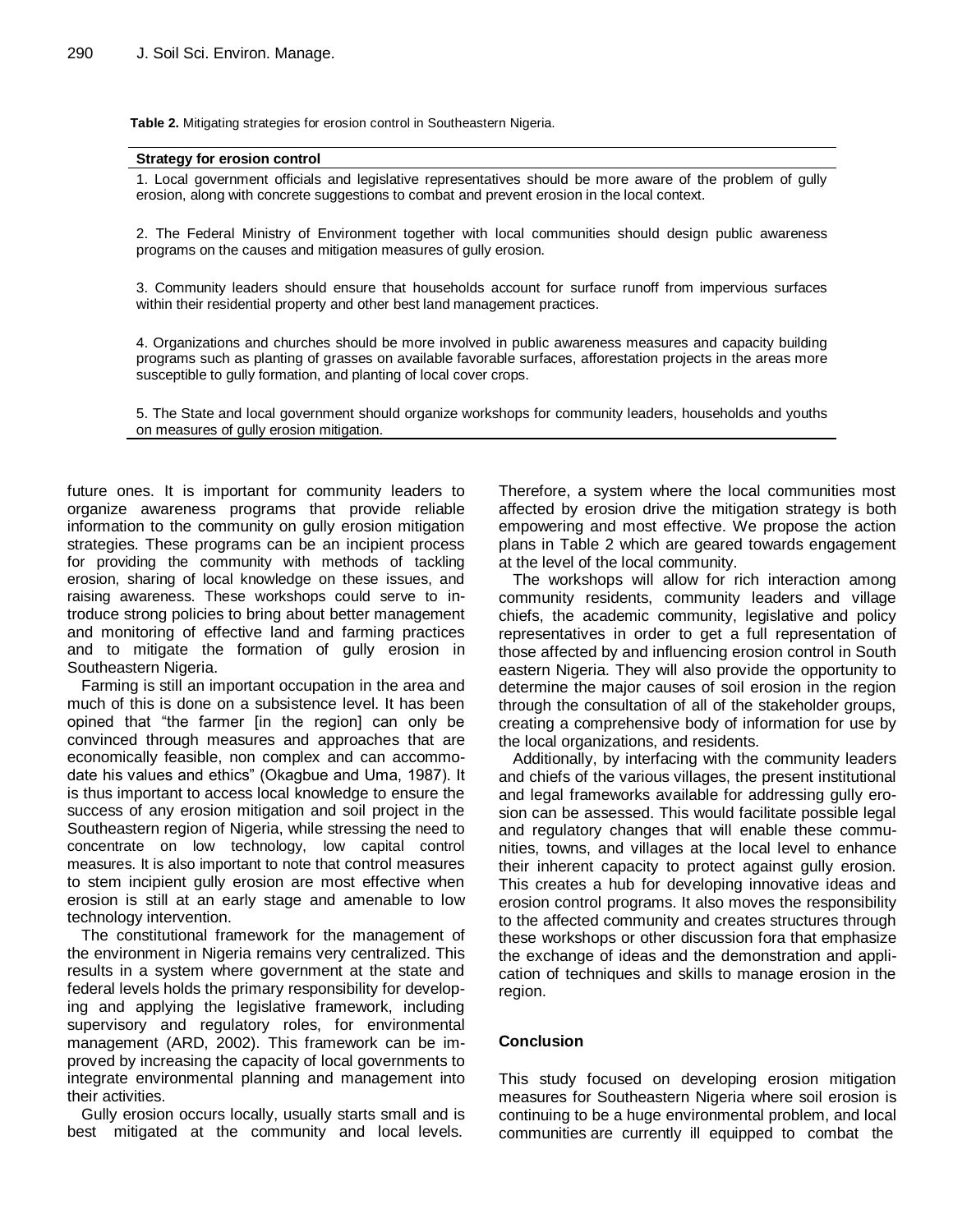**Table 2.** Mitigating strategies for erosion control in Southeastern Nigeria.

| Strategy for erosion control |
|---|
| 1. Local government officials and legislative representatives should be more aware of the problem of gully erosion, along with concrete suggestions to combat and prevent erosion in the local context. |
| 2. The Federal Ministry of Environment together with local communities should design public awareness programs on the causes and mitigation measures of gully erosion. |
| 3. Community leaders should ensure that households account for surface runoff from impervious surfaces within their residential property and other best land management practices. |
| 4. Organizations and churches should be more involved in public awareness measures and capacity building programs such as planting of grasses on available favorable surfaces, afforestation projects in the areas more susceptible to gully formation, and planting of local cover crops. |
| 5. The State and local government should organize workshops for community leaders, households and youths on measures of gully erosion mitigation. |

future ones. It is important for community leaders to organize awareness programs that provide reliable information to the community on gully erosion mitigation strategies. These programs can be an incipient process for providing the community with methods of tackling erosion, sharing of local knowledge on these issues, and raising awareness. These workshops could serve to introduce strong policies to bring about better management and monitoring of effective land and farming practices and to mitigate the formation of gully erosion in Southeastern Nigeria.

Farming is still an important occupation in the area and much of this is done on a subsistence level. It has been opined that "the farmer [in the region] can only be convinced through measures and approaches that are economically feasible, non complex and can accommodate his values and ethics" (Okagbue and Uma, 1987). It is thus important to access local knowledge to ensure the success of any erosion mitigation and soil project in the Southeastern region of Nigeria, while stressing the need to concentrate on low technology, low capital control measures. It is also important to note that control measures to stem incipient gully erosion are most effective when erosion is still at an early stage and amenable to low technology intervention.

The constitutional framework for the management of the environment in Nigeria remains very centralized. This results in a system where government at the state and federal levels holds the primary responsibility for developing and applying the legislative framework, including supervisory and regulatory roles, for environmental management (ARD, 2002). This framework can be improved by increasing the capacity of local governments to integrate environmental planning and management into their activities.

Gully erosion occurs locally, usually starts small and is best mitigated at the community and local levels. Therefore, a system where the local communities most affected by erosion drive the mitigation strategy is both empowering and most effective. We propose the action plans in Table 2 which are geared towards engagement at the level of the local community.

The workshops will allow for rich interaction among community residents, community leaders and village chiefs, the academic community, legislative and policy representatives in order to get a full representation of those affected by and influencing erosion control in South eastern Nigeria. They will also provide the opportunity to determine the major causes of soil erosion in the region through the consultation of all of the stakeholder groups, creating a comprehensive body of information for use by the local organizations, and residents.

Additionally, by interfacing with the community leaders and chiefs of the various villages, the present institutional and legal frameworks available for addressing gully erosion can be assessed. This would facilitate possible legal and regulatory changes that will enable these communities, towns, and villages at the local level to enhance their inherent capacity to protect against gully erosion. This creates a hub for developing innovative ideas and erosion control programs. It also moves the responsibility to the affected community and creates structures through these workshops or other discussion fora that emphasize the exchange of ideas and the demonstration and application of techniques and skills to manage erosion in the region.

## Conclusion

This study focused on developing erosion mitigation measures for Southeastern Nigeria where soil erosion is continuing to be a huge environmental problem, and local communities are currently ill equipped to combat the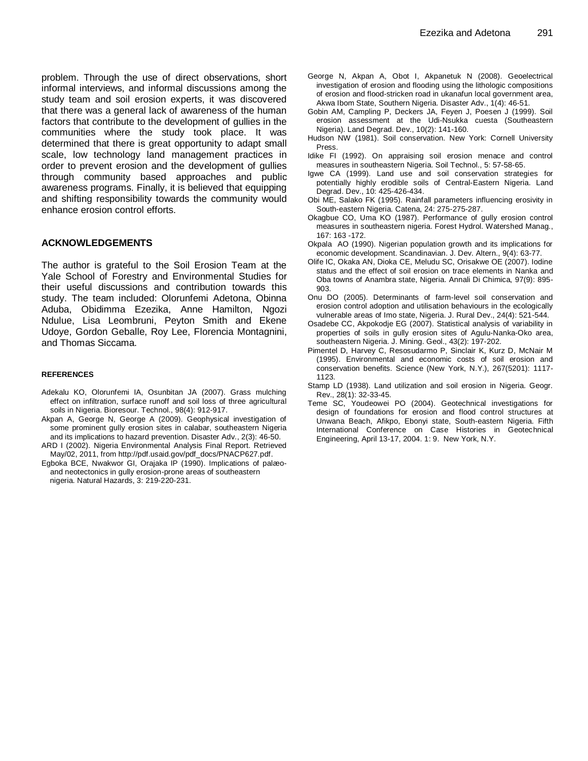problem. Through the use of direct observations, short informal interviews, and informal discussions among the study team and soil erosion experts, it was discovered that there was a general lack of awareness of the human factors that contribute to the development of gullies in the communities where the study took place. It was determined that there is great opportunity to adapt small scale, low technology land management practices in order to prevent erosion and the development of gullies through community based approaches and public awareness programs. Finally, it is believed that equipping and shifting responsibility towards the community would enhance erosion control efforts.

## ACKNOWLEDGEMENTS

The author is grateful to the Soil Erosion Team at the Yale School of Forestry and Environmental Studies for their useful discussions and contribution towards this study. The team included: Olorunfemi Adetona, Obinna Aduba, Obidimma Ezezika, Anne Hamilton, Ngozi Ndulue, Lisa Leombruni, Peyton Smith and Ekene Udoye, Gordon Geballe, Roy Lee, Florencia Montagnini, and Thomas Siccama.

## REFERENCES

Adekalu KO, Olorunfemi IA, Osunbitan JA (2007). Grass mulching effect on infiltration, surface runoff and soil loss of three agricultural soils in Nigeria. Bioresour. Technol., 98(4): 912-917.

Akpan A, George N, George A (2009). Geophysical investigation of some prominent gully erosion sites in calabar, southeastern Nigeria and its implications to hazard prevention. Disaster Adv., 2(3): 46-50.

ARD I (2002). Nigeria Environmental Analysis Final Report. Retrieved May/02, 2011, from http://pdf.usaid.gov/pdf_docs/PNACP627.pdf.

Egboka BCE, Nwakwor GI, Orajaka IP (1990). Implications of palæo- and neotectonics in gully erosion-prone areas of southeastern nigeria. Natural Hazards, 3: 219-220-231.

George N, Akpan A, Obot I, Akpanetuk N (2008). Geoelectrical investigation of erosion and flooding using the lithologic compositions of erosion and flood-stricken road in ukanafun local government area, Akwa Ibom State, Southern Nigeria. Disaster Adv., 1(4): 46-51.

Gobin AM, Campling P, Deckers JA, Feyen J, Poesen J (1999). Soil erosion assessment at the Udi-Nsukka cuesta (Southeastern Nigeria). Land Degrad. Dev., 10(2): 141-160.

Hudson NW (1981). Soil conservation. New York: Cornell University Press.

Idike FI (1992). On appraising soil erosion menace and control measures in southeastern Nigeria. Soil Technol., 5: 57-58-65.

Igwe CA (1999). Land use and soil conservation strategies for potentially highly erodible soils of Central-Eastern Nigeria. Land Degrad. Dev., 10: 425-426-434.

Obi ME, Salako FK (1995). Rainfall parameters influencing erosivity in South-eastern Nigeria. Catena, 24: 275-275-287.

Okagbue CO, Uma KO (1987). Performance of gully erosion control measures in southeastern nigeria. Forest Hydrol. Watershed Manag., 167: 163 -172.

Okpala AO (1990). Nigerian population growth and its implications for economic development. Scandinavian. J. Dev. Altern., 9(4): 63-77.

Olife IC, Okaka AN, Dioka CE, Meludu SC, Orisakwe OE (2007). Iodine status and the effect of soil erosion on trace elements in Nanka and Oba towns of Anambra state, Nigeria. Annali Di Chimica, 97(9): 895-903.

Onu DO (2005). Determinants of farm-level soil conservation and erosion control adoption and utilisation behaviours in the ecologically vulnerable areas of Imo state, Nigeria. J. Rural Dev., 24(4): 521-544.

Osadebe CC, Akpokodje EG (2007). Statistical analysis of variability in properties of soils in gully erosion sites of Agulu-Nanka-Oko area, southeastern Nigeria. J. Mining. Geol., 43(2): 197-202.

Pimentel D, Harvey C, Resosudarmo P, Sinclair K, Kurz D, McNair M (1995). Environmental and economic costs of soil erosion and conservation benefits. Science (New York, N.Y.), 267(5201): 1117-1123.

Stamp LD (1938). Land utilization and soil erosion in Nigeria. Geogr. Rev., 28(1): 32-33-45.

Teme SC, Youdeowei PO (2004). Geotechnical investigations for design of foundations for erosion and flood control structures at Unwana Beach, Afikpo, Ebonyi state, South-eastern Nigeria. Fifth International Conference on Case Histories in Geotechnical Engineering, April 13-17, 2004. 1: 9. New York, N.Y.